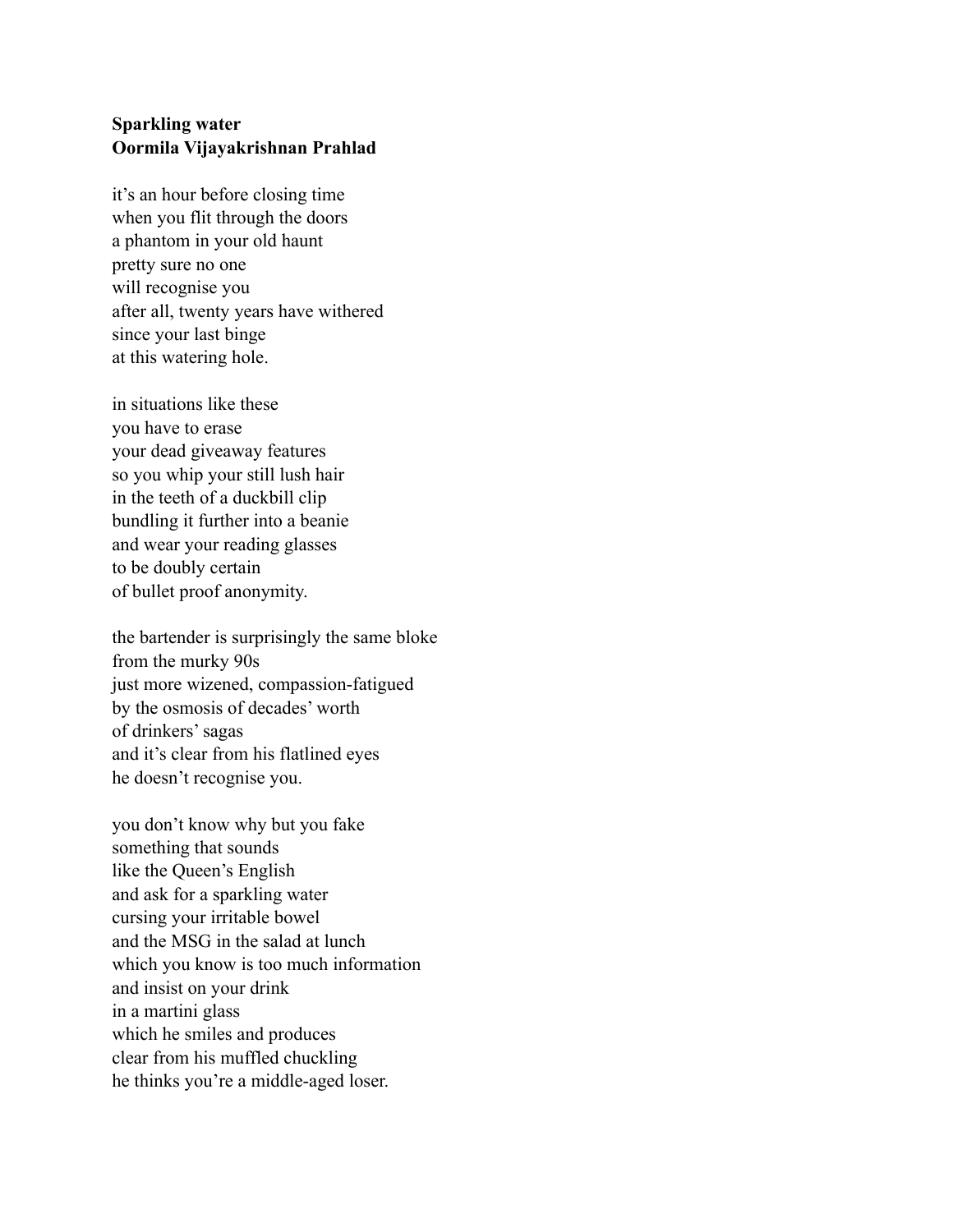**Sparkling water**
**Oormila Vijayakrishnan Prahlad**

it's an hour before closing time
when you flit through the doors
a phantom in your old haunt
pretty sure no one
will recognise you
after all, twenty years have withered
since your last binge
at this watering hole.

in situations like these
you have to erase
your dead giveaway features
so you whip your still lush hair
in the teeth of a duckbill clip
bundling it further into a beanie
and wear your reading glasses
to be doubly certain
of bullet proof anonymity.

the bartender is surprisingly the same bloke
from the murky 90s
just more wizened, compassion-fatigued
by the osmosis of decades' worth
of drinkers' sagas
and it's clear from his flatlined eyes
he doesn't recognise you.

you don't know why but you fake
something that sounds
like the Queen's English
and ask for a sparkling water
cursing your irritable bowel
and the MSG in the salad at lunch
which you know is too much information
and insist on your drink
in a martini glass
which he smiles and produces
clear from his muffled chuckling
he thinks you're a middle-aged loser.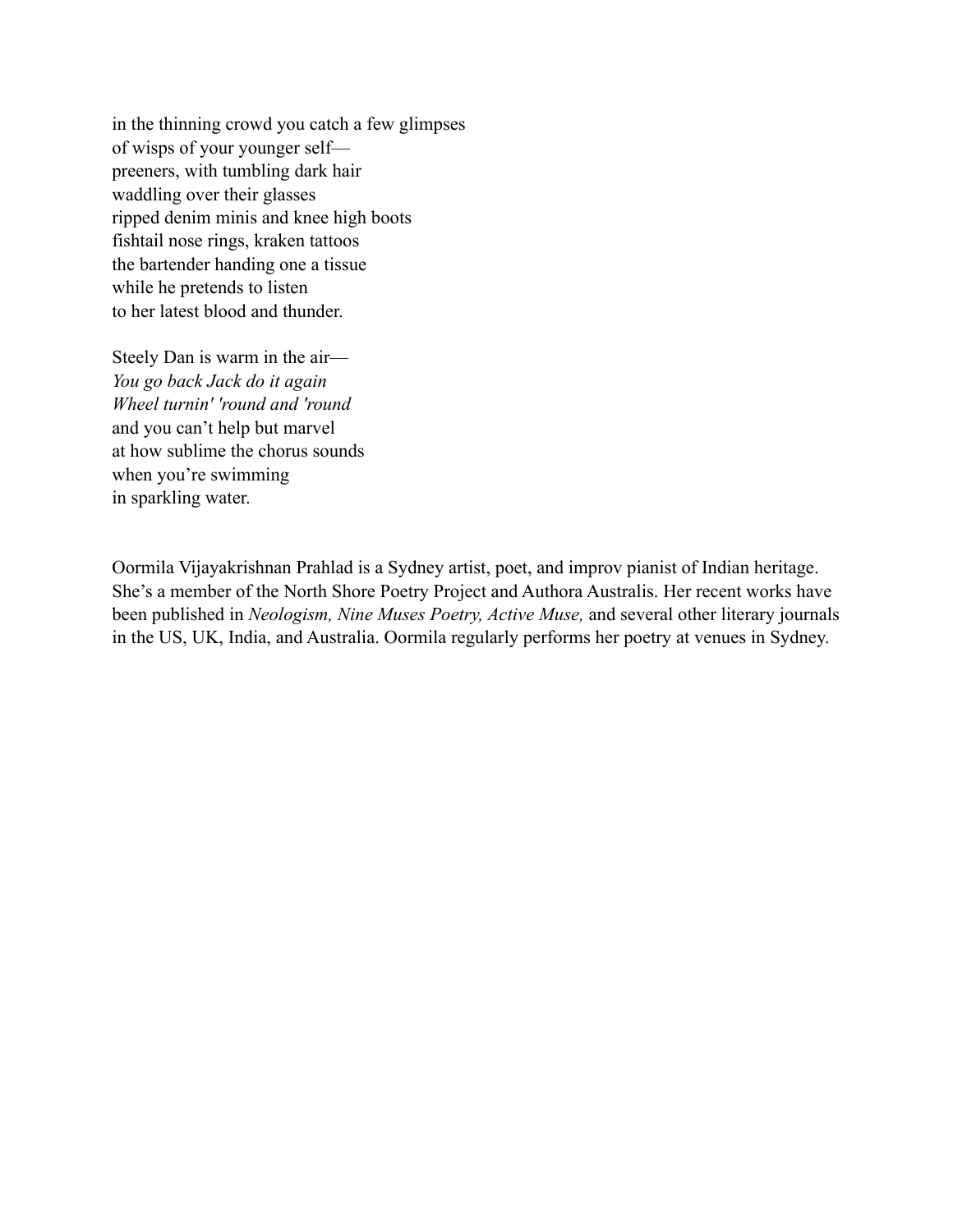in the thinning crowd you catch a few glimpses  
of wisps of your younger self—  
preeners, with tumbling dark hair  
waddling over their glasses  
ripped denim minis and knee high boots  
fishtail nose rings, kraken tattoos  
the bartender handing one a tissue  
while he pretends to listen  
to her latest blood and thunder.

Steely Dan is warm in the air—  
*You go back Jack do it again*  
*Wheel turnin' 'round and 'round*  
and you can't help but marvel  
at how sublime the chorus sounds  
when you're swimming  
in sparkling water.

Oormila Vijayakrishnan Prahlad is a Sydney artist, poet, and improv pianist of Indian heritage. She's a member of the North Shore Poetry Project and Authora Australis. Her recent works have been published in *Neologism, Nine Muses Poetry, Active Muse,* and several other literary journals in the US, UK, India, and Australia. Oormila regularly performs her poetry at venues in Sydney.